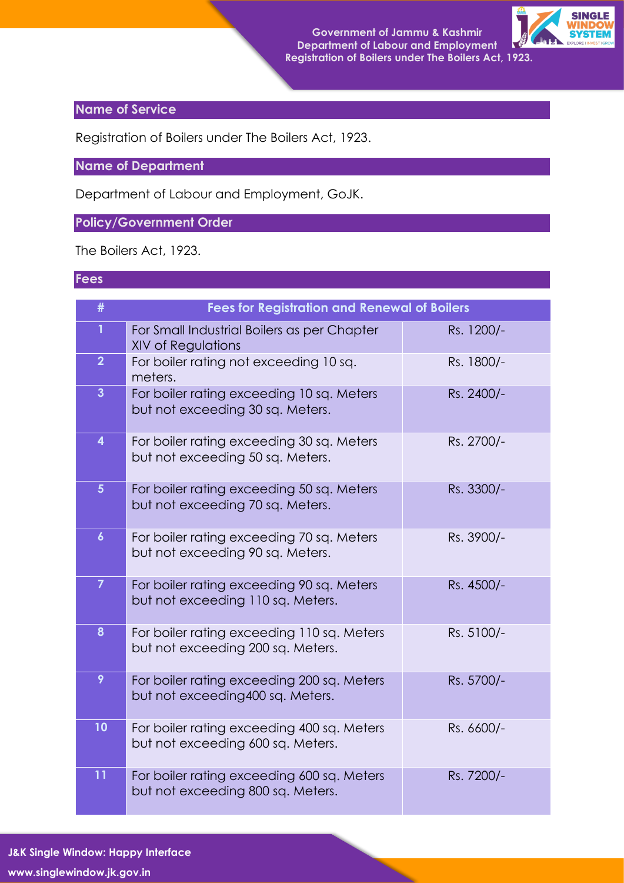## Name of Service

Registration of Boilers under The Boilers Act, 1923.

## Name of Department

Department of Labour and Employment, GoJK.

## Policy/Government Order

The Boilers Act, 1923.

## Fees

| # | Fees for Registration and Renewal of Boilers | |
|---|---|---|
| 1 | For Small Industrial Boilers as per Chapter XIV of Regulations | Rs. 1200/- |
| 2 | For boiler rating not exceeding 10 sq. meters. | Rs. 1800/- |
| 3 | For boiler rating exceeding 10 sq. Meters but not exceeding 30 sq. Meters. | Rs. 2400/- |
| 4 | For boiler rating exceeding 30 sq. Meters but not exceeding 50 sq. Meters. | Rs. 2700/- |
| 5 | For boiler rating exceeding 50 sq. Meters but not exceeding 70 sq. Meters. | Rs. 3300/- |
| 6 | For boiler rating exceeding 70 sq. Meters but not exceeding 90 sq. Meters. | Rs. 3900/- |
| 7 | For boiler rating exceeding 90 sq. Meters but not exceeding 110 sq. Meters. | Rs. 4500/- |
| 8 | For boiler rating exceeding 110 sq. Meters but not exceeding 200 sq. Meters. | Rs. 5100/- |
| 9 | For boiler rating exceeding 200 sq. Meters but not exceeding400 sq. Meters. | Rs. 5700/- |
| 10 | For boiler rating exceeding 400 sq. Meters but not exceeding 600 sq. Meters. | Rs. 6600/- |
| 11 | For boiler rating exceeding 600 sq. Meters but not exceeding 800 sq. Meters. | Rs. 7200/- |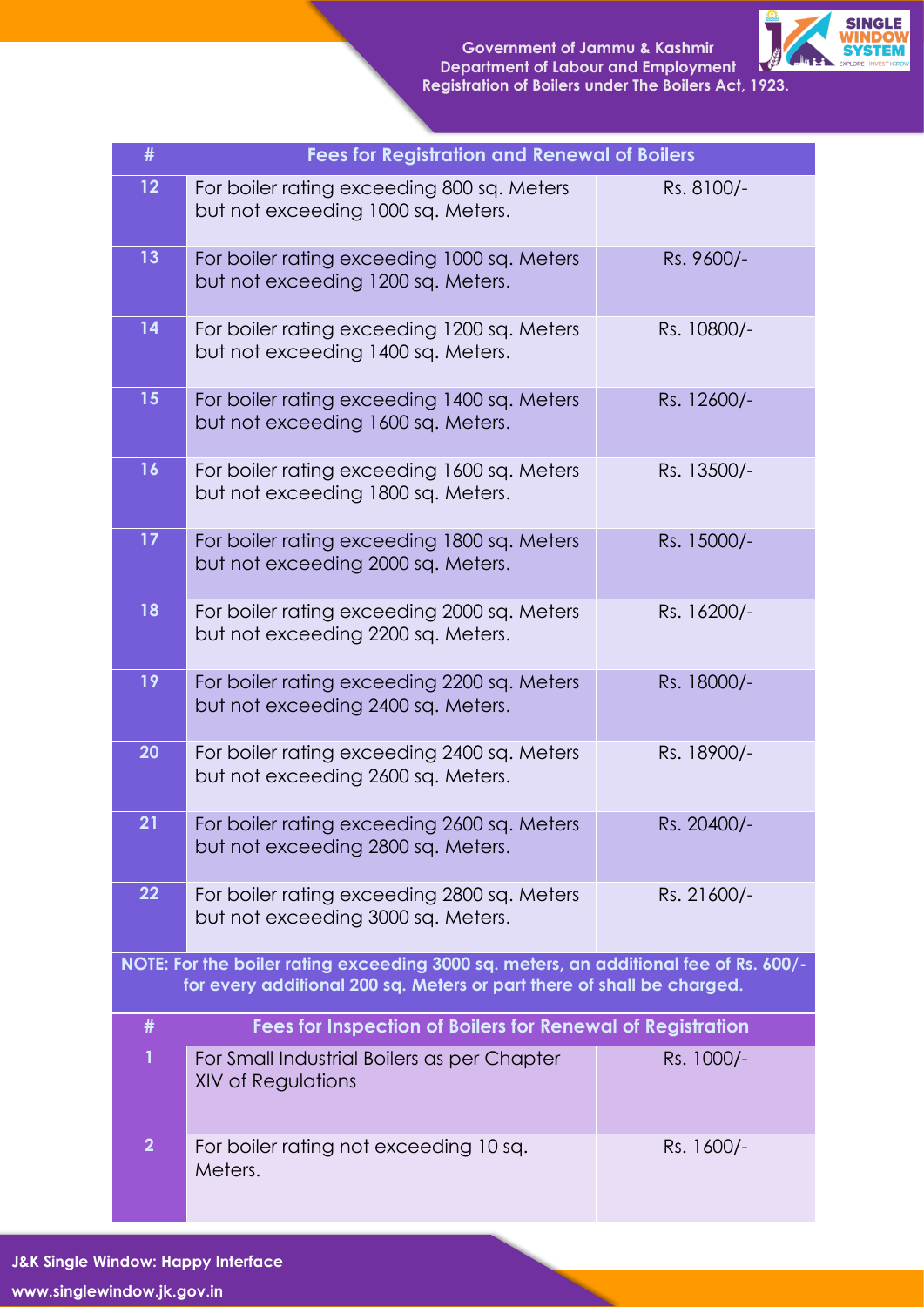| # | Fees for Registration and Renewal of Boilers | |
|---|---|---|
| 12 | For boiler rating exceeding 800 sq. Meters but not exceeding 1000 sq. Meters. | Rs. 8100/- |
| 13 | For boiler rating exceeding 1000 sq. Meters but not exceeding 1200 sq. Meters. | Rs. 9600/- |
| 14 | For boiler rating exceeding 1200 sq. Meters but not exceeding 1400 sq. Meters. | Rs. 10800/- |
| 15 | For boiler rating exceeding 1400 sq. Meters but not exceeding 1600 sq. Meters. | Rs. 12600/- |
| 16 | For boiler rating exceeding 1600 sq. Meters but not exceeding 1800 sq. Meters. | Rs. 13500/- |
| 17 | For boiler rating exceeding 1800 sq. Meters but not exceeding 2000 sq. Meters. | Rs. 15000/- |
| 18 | For boiler rating exceeding 2000 sq. Meters but not exceeding 2200 sq. Meters. | Rs. 16200/- |
| 19 | For boiler rating exceeding 2200 sq. Meters but not exceeding 2400 sq. Meters. | Rs. 18000/- |
| 20 | For boiler rating exceeding 2400 sq. Meters but not exceeding 2600 sq. Meters. | Rs. 18900/- |
| 21 | For boiler rating exceeding 2600 sq. Meters but not exceeding 2800 sq. Meters. | Rs. 20400/- |
| 22 | For boiler rating exceeding 2800 sq. Meters but not exceeding 3000 sq. Meters. | Rs. 21600/- |

**NOTE: For the boiler rating exceeding 3000 sq. meters, an additional fee of Rs. 600/- for every additional 200 sq. Meters or part there of shall be charged.**

| # | Fees for Inspection of Boilers for Renewal of Registration | |
|---|---|---|
| 1 | For Small Industrial Boilers as per Chapter XIV of Regulations | Rs. 1000/- |
| 2 | For boiler rating not exceeding 10 sq. Meters. | Rs. 1600/- |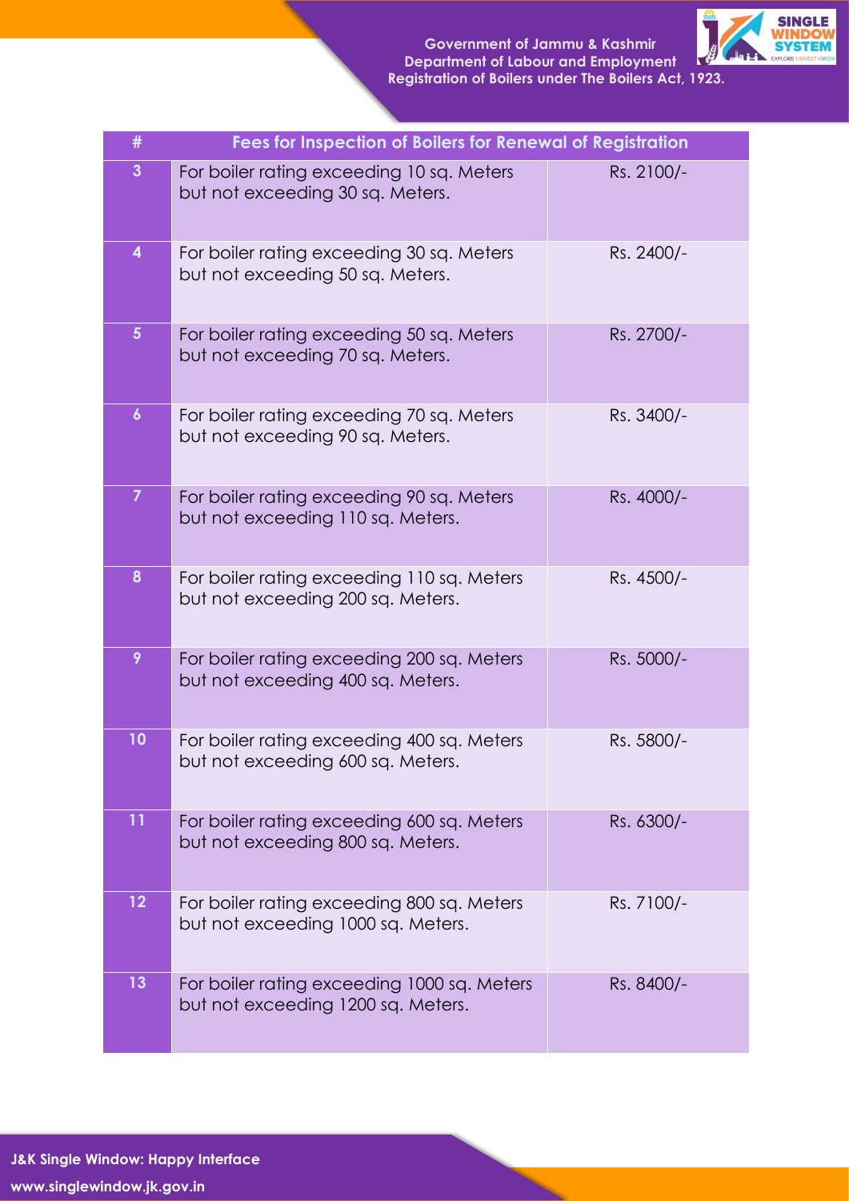| # | Fees for Inspection of Boilers for Renewal of Registration | |
|---|---|---|
| 3 | For boiler rating exceeding 10 sq. Meters but not exceeding 30 sq. Meters. | Rs. 2100/- |
| 4 | For boiler rating exceeding 30 sq. Meters but not exceeding 50 sq. Meters. | Rs. 2400/- |
| 5 | For boiler rating exceeding 50 sq. Meters but not exceeding 70 sq. Meters. | Rs. 2700/- |
| 6 | For boiler rating exceeding 70 sq. Meters but not exceeding 90 sq. Meters. | Rs. 3400/- |
| 7 | For boiler rating exceeding 90 sq. Meters but not exceeding 110 sq. Meters. | Rs. 4000/- |
| 8 | For boiler rating exceeding 110 sq. Meters but not exceeding 200 sq. Meters. | Rs. 4500/- |
| 9 | For boiler rating exceeding 200 sq. Meters but not exceeding 400 sq. Meters. | Rs. 5000/- |
| 10 | For boiler rating exceeding 400 sq. Meters but not exceeding 600 sq. Meters. | Rs. 5800/- |
| 11 | For boiler rating exceeding 600 sq. Meters but not exceeding 800 sq. Meters. | Rs. 6300/- |
| 12 | For boiler rating exceeding 800 sq. Meters but not exceeding 1000 sq. Meters. | Rs. 7100/- |
| 13 | For boiler rating exceeding 1000 sq. Meters but not exceeding 1200 sq. Meters. | Rs. 8400/- |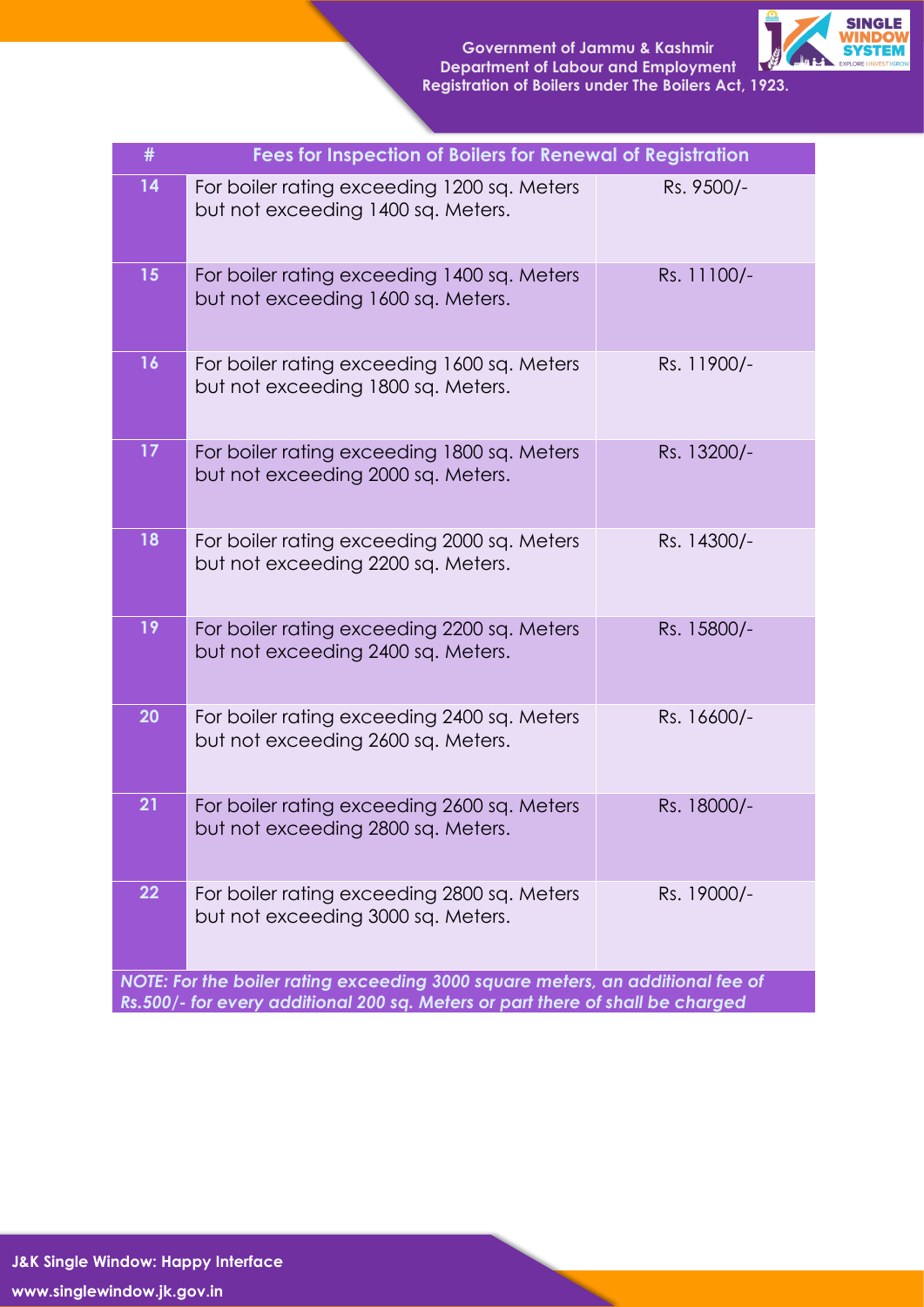| # | Fees for Inspection of Boilers for Renewal of Registration | |
|---|---|---|
| 14 | For boiler rating exceeding 1200 sq. Meters but not exceeding 1400 sq. Meters. | Rs. 9500/- |
| 15 | For boiler rating exceeding 1400 sq. Meters but not exceeding 1600 sq. Meters. | Rs. 11100/- |
| 16 | For boiler rating exceeding 1600 sq. Meters but not exceeding 1800 sq. Meters. | Rs. 11900/- |
| 17 | For boiler rating exceeding 1800 sq. Meters but not exceeding 2000 sq. Meters. | Rs. 13200/- |
| 18 | For boiler rating exceeding 2000 sq. Meters but not exceeding 2200 sq. Meters. | Rs. 14300/- |
| 19 | For boiler rating exceeding 2200 sq. Meters but not exceeding 2400 sq. Meters. | Rs. 15800/- |
| 20 | For boiler rating exceeding 2400 sq. Meters but not exceeding 2600 sq. Meters. | Rs. 16600/- |
| 21 | For boiler rating exceeding 2600 sq. Meters but not exceeding 2800 sq. Meters. | Rs. 18000/- |
| 22 | For boiler rating exceeding 2800 sq. Meters but not exceeding 3000 sq. Meters. | Rs. 19000/- |

***NOTE: For the boiler rating exceeding 3000 square meters, an additional fee of Rs.500/- for every additional 200 sq. Meters or part there of shall be charged***